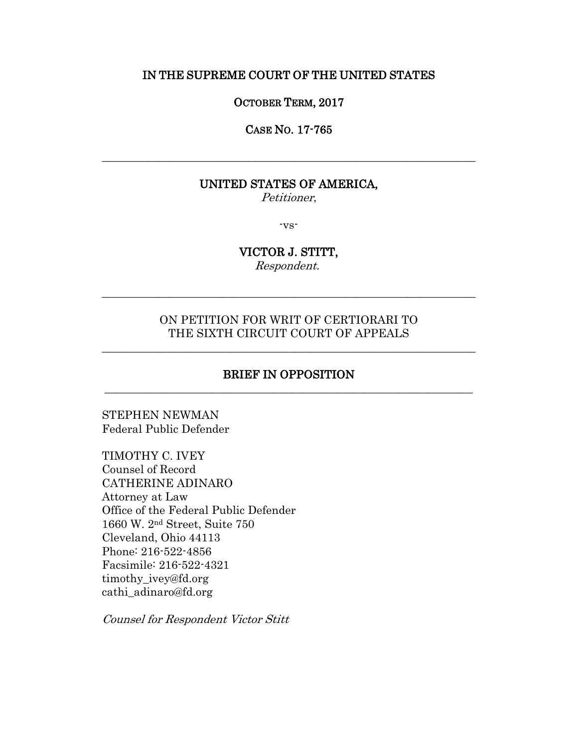**IN THE SUPREME COURT OF THE UNITED STATES**

**OCTOBER TERM, 2017**

**CASE NO. 17-765**

---

**UNITED STATES OF AMERICA,**
*Petitioner*,

-vs-

**VICTOR J. STITT,**
*Respondent.*

---

ON PETITION FOR WRIT OF CERTIORARI TO
THE SIXTH CIRCUIT COURT OF APPEALS

---

**BRIEF IN OPPOSITION**

---

STEPHEN NEWMAN
Federal Public Defender

TIMOTHY C. IVEY
Counsel of Record
CATHERINE ADINARO
Attorney at Law
Office of the Federal Public Defender
1660 W. 2nd Street, Suite 750
Cleveland, Ohio 44113
Phone: 216-522-4856
Facsimile: 216-522-4321
timothy_ivey@fd.org
cathi_adinaro@fd.org

*Counsel for Respondent Victor Stitt*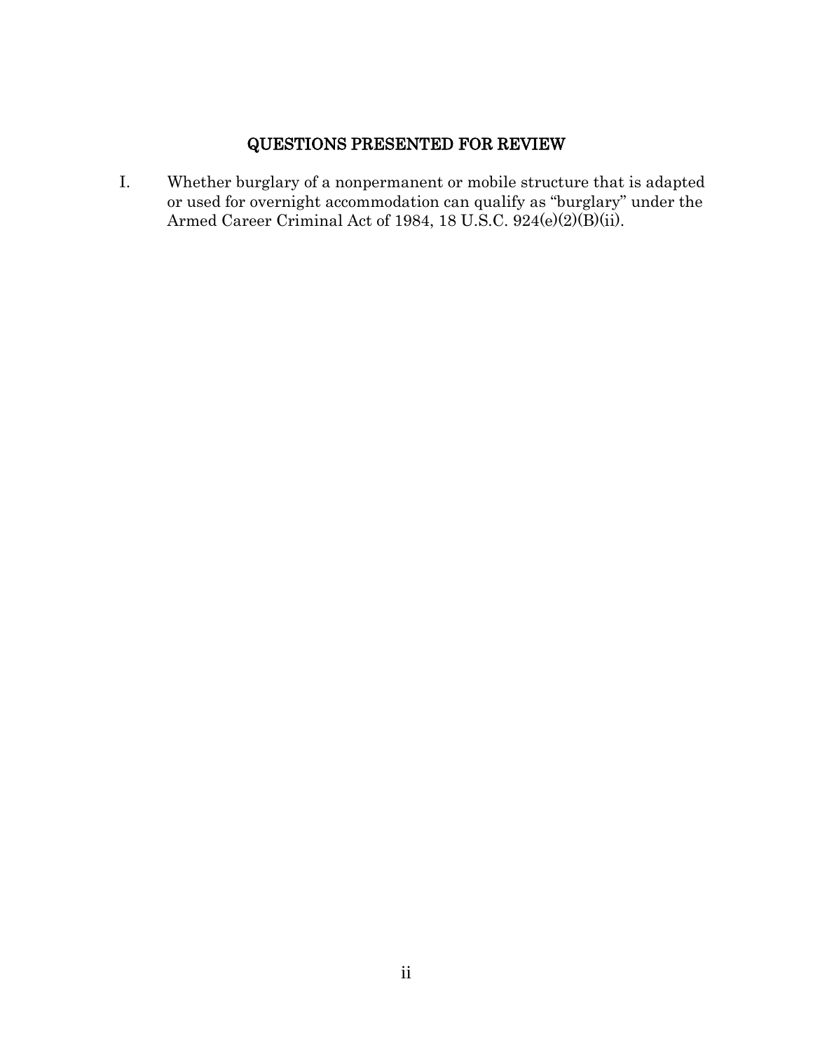# QUESTIONS PRESENTED FOR REVIEW

I. Whether burglary of a nonpermanent or mobile structure that is adapted or used for overnight accommodation can qualify as "burglary" under the Armed Career Criminal Act of 1984, 18 U.S.C. 924(e)(2)(B)(ii).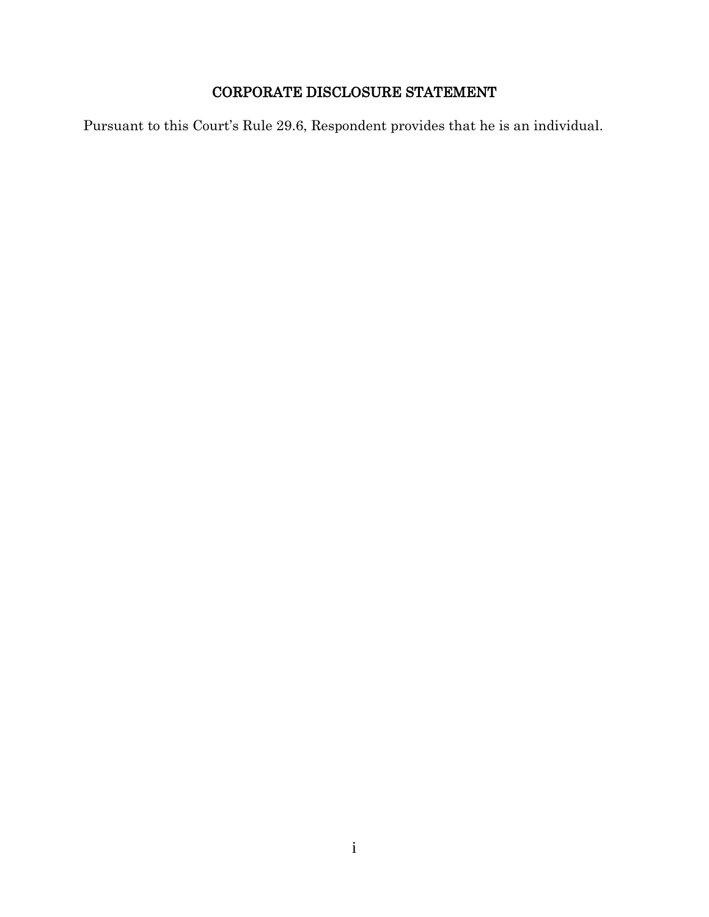## CORPORATE DISCLOSURE STATEMENT

Pursuant to this Court's Rule 29.6, Respondent provides that he is an individual.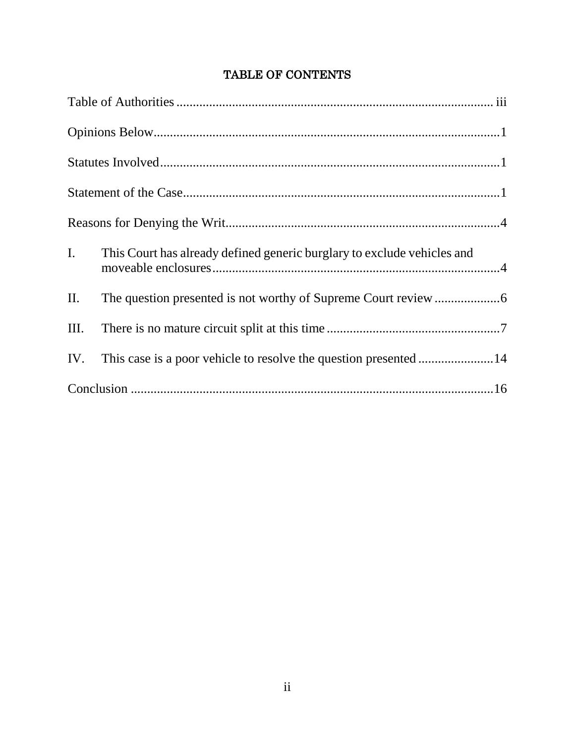# TABLE OF CONTENTS

Table of Authorities ................................................................................................ iii

Opinions Below........................................................................................................1

Statutes Involved......................................................................................................1

Statement of the Case...............................................................................................1

Reasons for Denying the Writ..................................................................................4

I. This Court has already defined generic burglary to exclude vehicles and moveable enclosures.......................................................................................4

II. The question presented is not worthy of Supreme Court review ....................6

III. There is no mature circuit split at this time .....................................................7

IV. This case is a poor vehicle to resolve the question presented .......................14

Conclusion .............................................................................................................16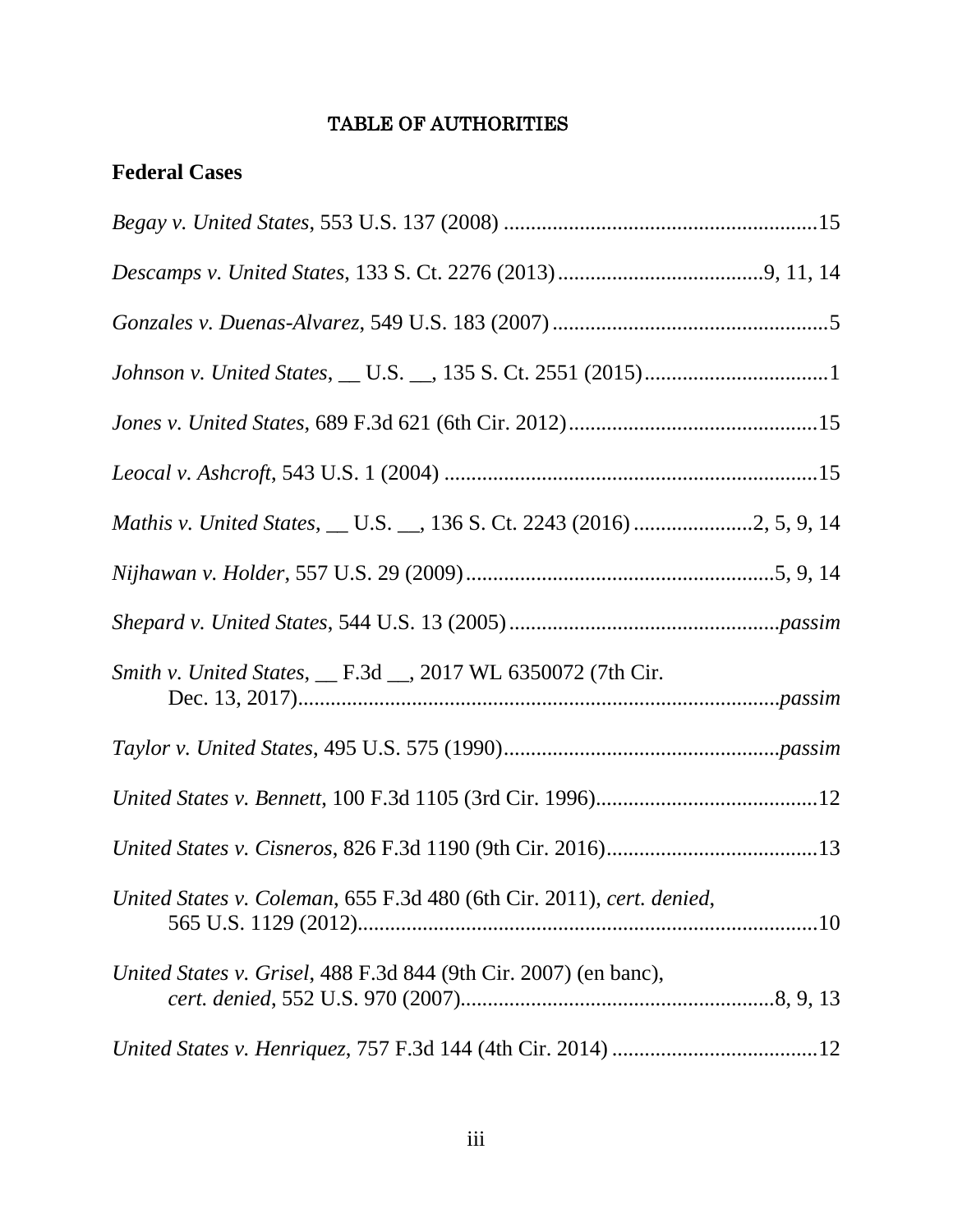# TABLE OF AUTHORITIES

## Federal Cases

*Begay v. United States*, 553 U.S. 137 (2008) ..........................................................15

*Descamps v. United States*, 133 S. Ct. 2276 (2013).....................................9, 11, 14

*Gonzales v. Duenas-Alvarez*, 549 U.S. 183 (2007)...................................................5

*Johnson v. United States*, __ U.S. __, 135 S. Ct. 2551 (2015)..................................1

*Jones v. United States*, 689 F.3d 621 (6th Cir. 2012)..............................................15

*Leocal v. Ashcroft*, 543 U.S. 1 (2004) ....................................................................15

*Mathis v. United States*, __ U.S. __, 136 S. Ct. 2243 (2016)......................2, 5, 9, 14

*Nijhawan v. Holder*, 557 U.S. 29 (2009).........................................................5, 9, 14

*Shepard v. United States*, 544 U.S. 13 (2005).................................................*passim*

*Smith v. United States*, __ F.3d __, 2017 WL 6350072 (7th Cir. Dec. 13, 2017)......................................................................................*passim*

*Taylor v. United States*, 495 U.S. 575 (1990)..................................................*passim*

*United States v. Bennett*, 100 F.3d 1105 (3rd Cir. 1996).........................................12

*United States v. Cisneros*, 826 F.3d 1190 (9th Cir. 2016).......................................13

*United States v. Coleman*, 655 F.3d 480 (6th Cir. 2011), *cert. denied*, 565 U.S. 1129 (2012)....................................................................................10

*United States v. Grisel*, 488 F.3d 844 (9th Cir. 2007) (en banc), *cert. denied*, 552 U.S. 970 (2007)........................................................8, 9, 13

*United States v. Henriquez*, 757 F.3d 144 (4th Cir. 2014) ......................................12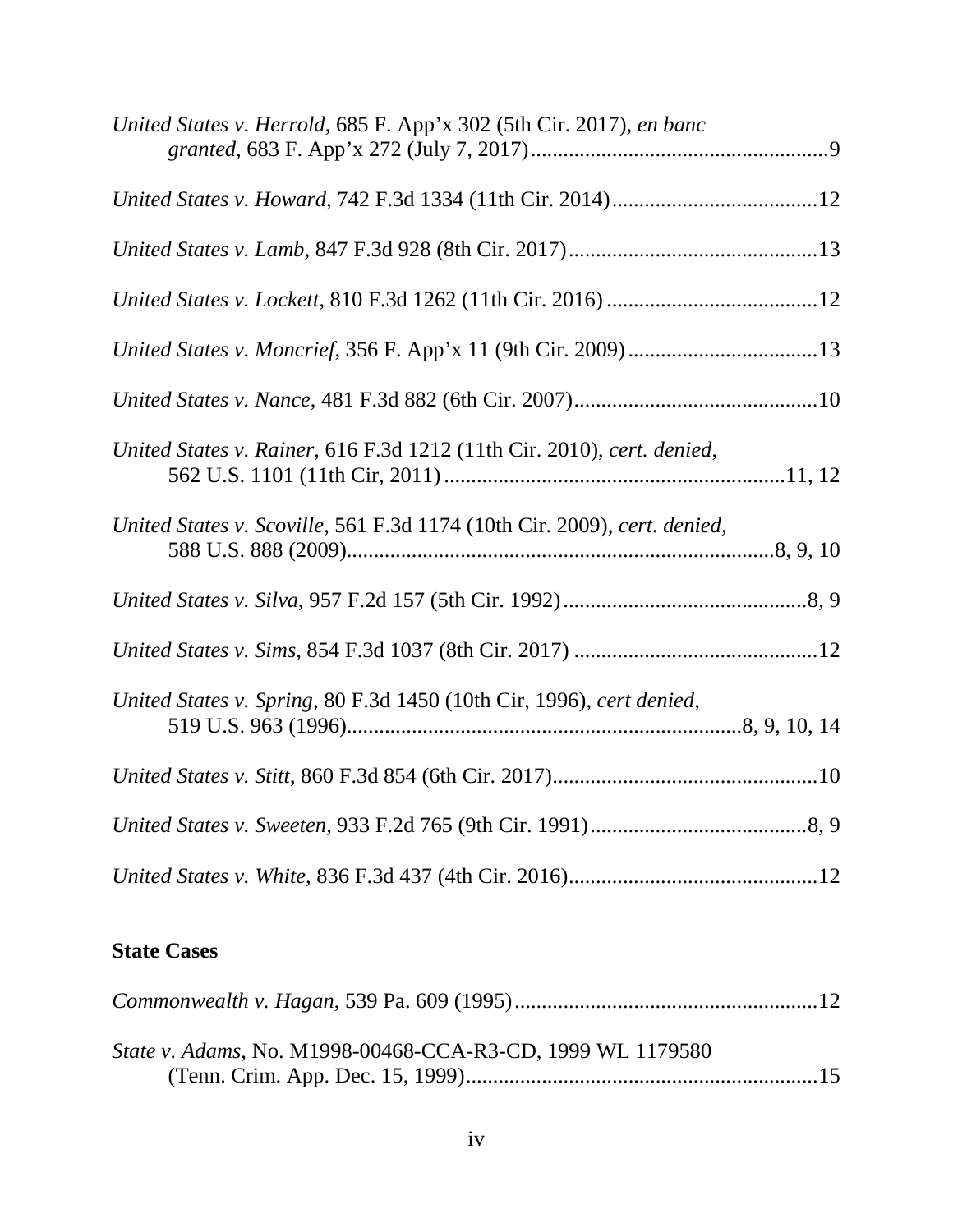*United States v. Herrold*, 685 F. App'x 302 (5th Cir. 2017), *en banc granted*, 683 F. App'x 272 (July 7, 2017)........................................................9

*United States v. Howard*, 742 F.3d 1334 (11th Cir. 2014)......................................12

*United States v. Lamb*, 847 F.3d 928 (8th Cir. 2017)..............................................13

*United States v. Lockett*, 810 F.3d 1262 (11th Cir. 2016).......................................12

*United States v. Moncrief*, 356 F. App'x 11 (9th Cir. 2009)...................................13

*United States v. Nance*, 481 F.3d 882 (6th Cir. 2007).............................................10

*United States v. Rainer*, 616 F.3d 1212 (11th Cir. 2010), *cert. denied*, 562 U.S. 1101 (11th Cir, 2011)...............................................................11, 12

*United States v. Scoville*, 561 F.3d 1174 (10th Cir. 2009), *cert. denied*, 588 U.S. 888 (2009)..............................................................................8, 9, 10

*United States v. Silva*, 957 F.2d 157 (5th Cir. 1992).............................................8, 9

*United States v. Sims*, 854 F.3d 1037 (8th Cir. 2017).............................................12

*United States v. Spring*, 80 F.3d 1450 (10th Cir, 1996), *cert denied*, 519 U.S. 963 (1996)........................................................................8, 9, 10, 14

*United States v. Stitt*, 860 F.3d 854 (6th Cir. 2017).................................................10

*United States v. Sweeten*, 933 F.2d 765 (9th Cir. 1991).........................................8, 9

*United States v. White*, 836 F.3d 437 (4th Cir. 2016)..............................................12

**State Cases**

*Commonwealth v. Hagan*, 539 Pa. 609 (1995)........................................................12

*State v. Adams*, No. M1998-00468-CCA-R3-CD, 1999 WL 1179580 (Tenn. Crim. App. Dec. 15, 1999).................................................................15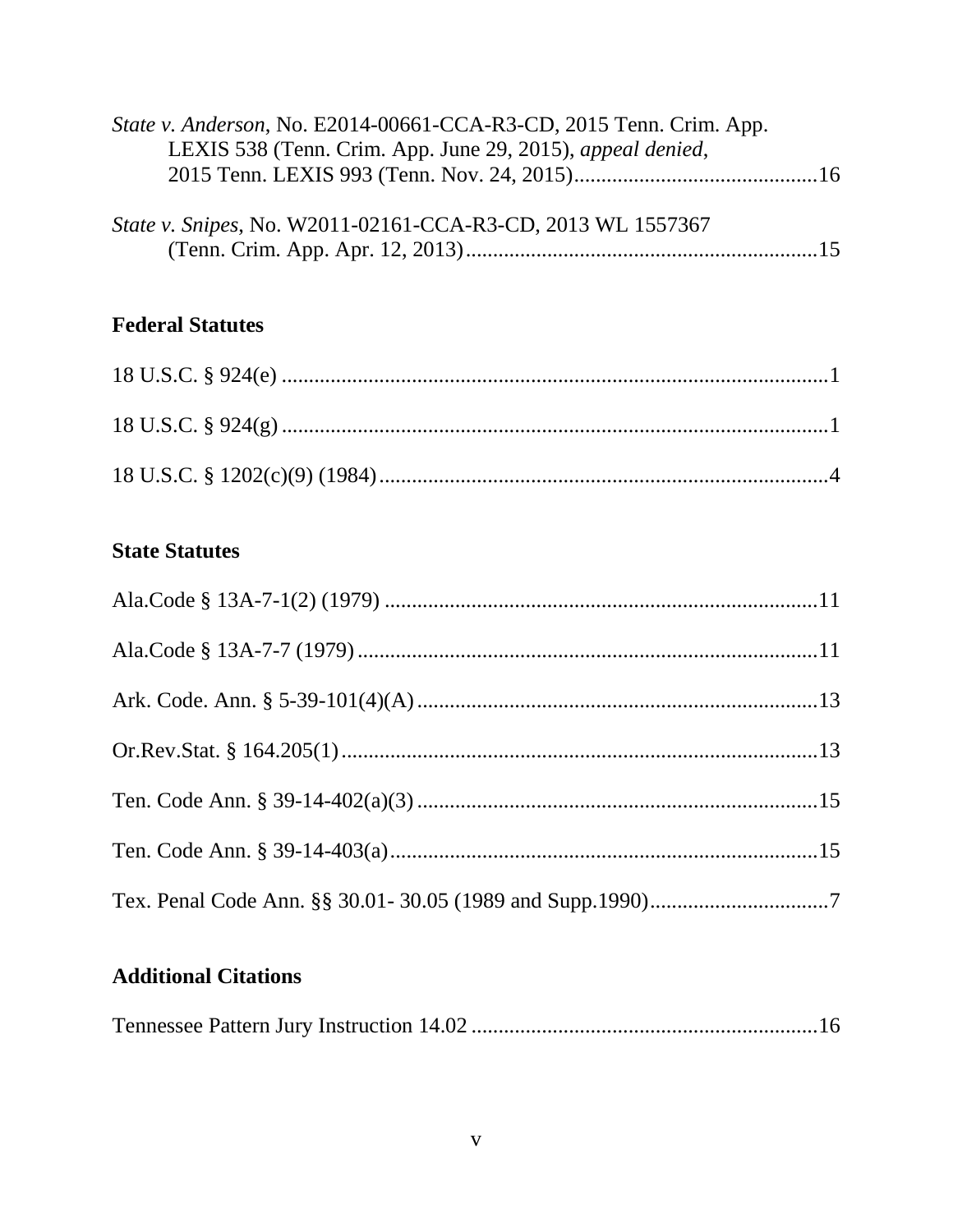*State v. Anderson*, No. E2014-00661-CCA-R3-CD, 2015 Tenn. Crim. App. LEXIS 538 (Tenn. Crim. App. June 29, 2015), *appeal denied*, 2015 Tenn. LEXIS 993 (Tenn. Nov. 24, 2015)............................................16

*State v. Snipes*, No. W2011-02161-CCA-R3-CD, 2013 WL 1557367 (Tenn. Crim. App. Apr. 12, 2013)................................................................15

**Federal Statutes**

18 U.S.C. § 924(e) ....................................................................................................1

18 U.S.C. § 924(g) ....................................................................................................1

18 U.S.C. § 1202(c)(9) (1984)..................................................................................4

**State Statutes**

Ala.Code § 13A-7-1(2) (1979) ...............................................................................11

Ala.Code § 13A-7-7 (1979)....................................................................................11

Ark. Code. Ann. § 5-39-101(4)(A).........................................................................13

Or.Rev.Stat. § 164.205(1).......................................................................................13

Ten. Code Ann. § 39-14-402(a)(3) .........................................................................15

Ten. Code Ann. § 39-14-403(a)..............................................................................15

Tex. Penal Code Ann. §§ 30.01- 30.05 (1989 and Supp.1990)................................7

**Additional Citations**

Tennessee Pattern Jury Instruction 14.02 ...............................................................16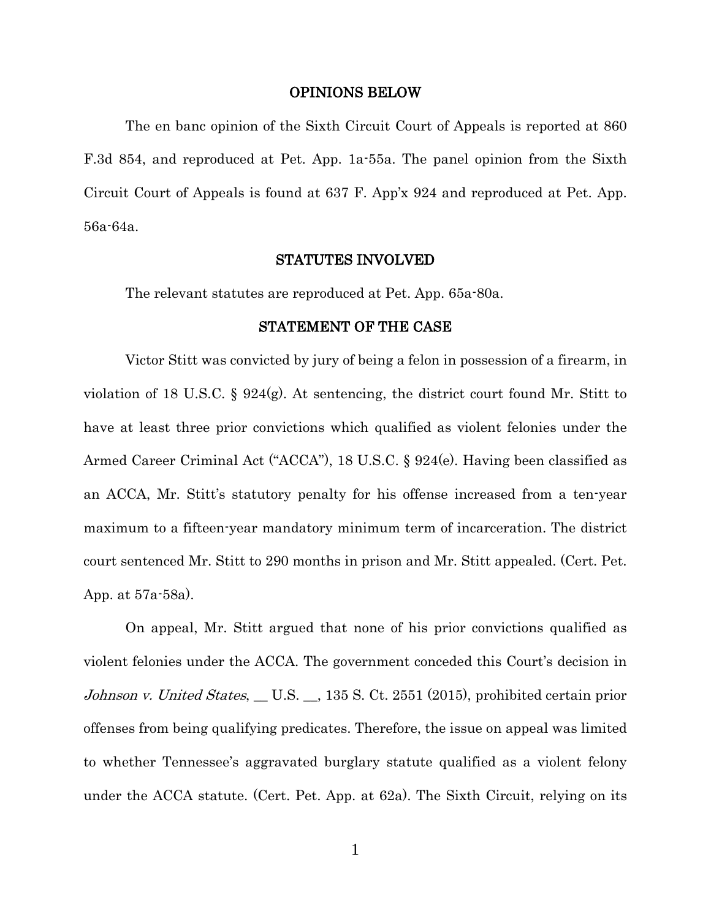## OPINIONS BELOW

The en banc opinion of the Sixth Circuit Court of Appeals is reported at 860 F.3d 854, and reproduced at Pet. App. 1a-55a. The panel opinion from the Sixth Circuit Court of Appeals is found at 637 F. App'x 924 and reproduced at Pet. App. 56a-64a.

## STATUTES INVOLVED

The relevant statutes are reproduced at Pet. App. 65a-80a.

## STATEMENT OF THE CASE

Victor Stitt was convicted by jury of being a felon in possession of a firearm, in violation of 18 U.S.C. § 924(g). At sentencing, the district court found Mr. Stitt to have at least three prior convictions which qualified as violent felonies under the Armed Career Criminal Act ("ACCA"), 18 U.S.C. § 924(e). Having been classified as an ACCA, Mr. Stitt's statutory penalty for his offense increased from a ten-year maximum to a fifteen-year mandatory minimum term of incarceration. The district court sentenced Mr. Stitt to 290 months in prison and Mr. Stitt appealed. (Cert. Pet. App. at 57a-58a).

On appeal, Mr. Stitt argued that none of his prior convictions qualified as violent felonies under the ACCA. The government conceded this Court's decision in *Johnson v. United States*, __ U.S. __, 135 S. Ct. 2551 (2015), prohibited certain prior offenses from being qualifying predicates. Therefore, the issue on appeal was limited to whether Tennessee's aggravated burglary statute qualified as a violent felony under the ACCA statute. (Cert. Pet. App. at 62a). The Sixth Circuit, relying on its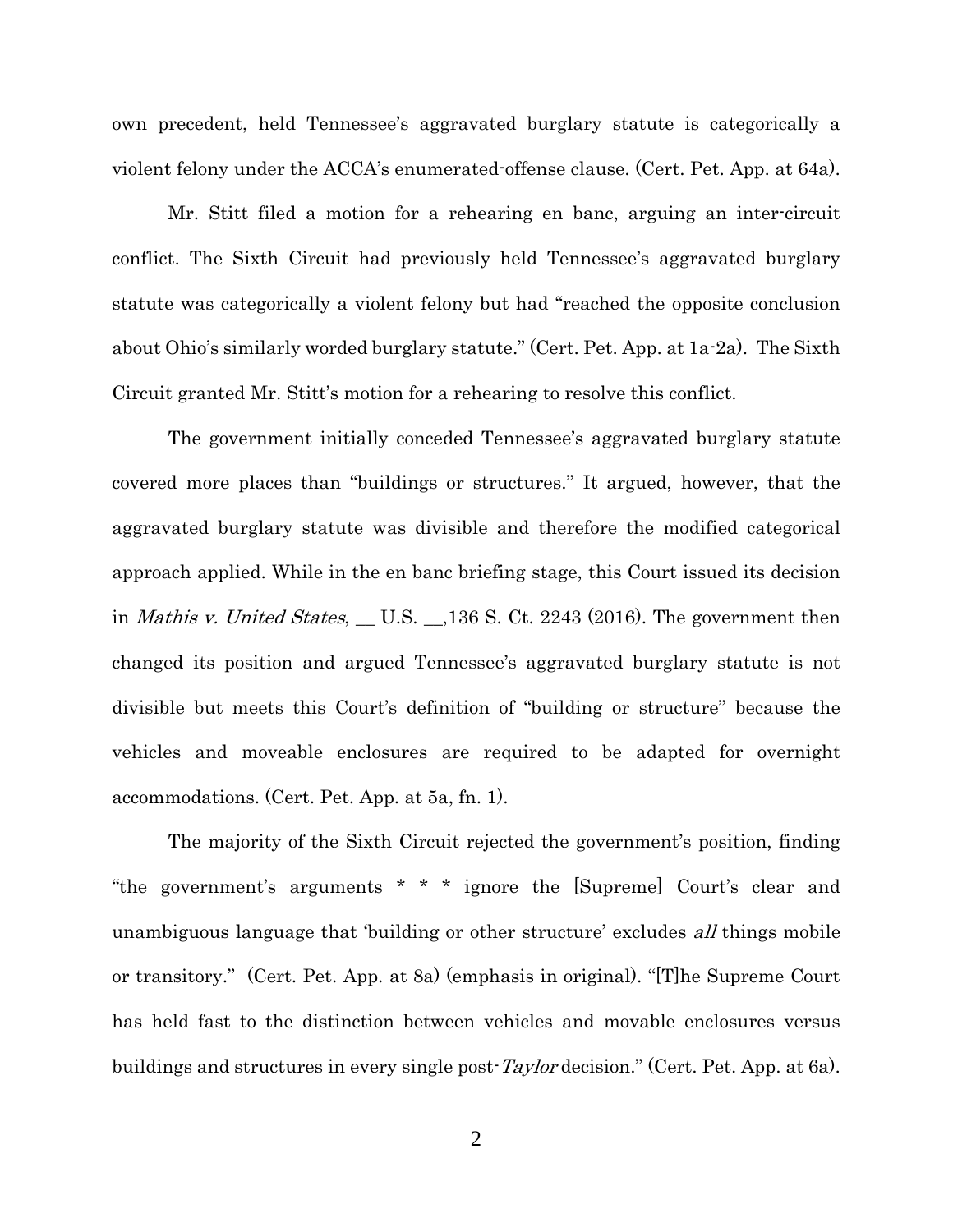own precedent, held Tennessee's aggravated burglary statute is categorically a violent felony under the ACCA's enumerated-offense clause. (Cert. Pet. App. at 64a).

Mr. Stitt filed a motion for a rehearing en banc, arguing an inter-circuit conflict. The Sixth Circuit had previously held Tennessee's aggravated burglary statute was categorically a violent felony but had "reached the opposite conclusion about Ohio's similarly worded burglary statute." (Cert. Pet. App. at 1a-2a). The Sixth Circuit granted Mr. Stitt's motion for a rehearing to resolve this conflict.

The government initially conceded Tennessee's aggravated burglary statute covered more places than "buildings or structures." It argued, however, that the aggravated burglary statute was divisible and therefore the modified categorical approach applied. While in the en banc briefing stage, this Court issued its decision in *Mathis v. United States*, __ U.S. __,136 S. Ct. 2243 (2016). The government then changed its position and argued Tennessee's aggravated burglary statute is not divisible but meets this Court's definition of "building or structure" because the vehicles and moveable enclosures are required to be adapted for overnight accommodations. (Cert. Pet. App. at 5a, fn. 1).

The majority of the Sixth Circuit rejected the government's position, finding "the government's arguments * * * ignore the [Supreme] Court's clear and unambiguous language that 'building or other structure' excludes *all* things mobile or transitory." (Cert. Pet. App. at 8a) (emphasis in original). "[T]he Supreme Court has held fast to the distinction between vehicles and movable enclosures versus buildings and structures in every single post-*Taylor* decision." (Cert. Pet. App. at 6a).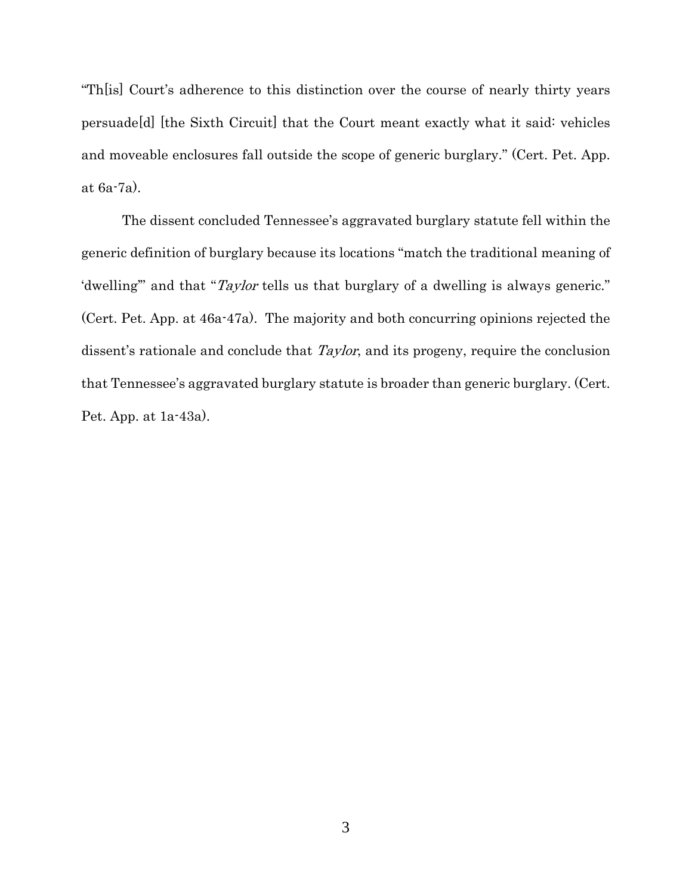"Th[is] Court's adherence to this distinction over the course of nearly thirty years persuade[d] [the Sixth Circuit] that the Court meant exactly what it said: vehicles and moveable enclosures fall outside the scope of generic burglary." (Cert. Pet. App. at 6a-7a).

The dissent concluded Tennessee's aggravated burglary statute fell within the generic definition of burglary because its locations "match the traditional meaning of 'dwelling'" and that "*Taylor* tells us that burglary of a dwelling is always generic." (Cert. Pet. App. at 46a-47a). The majority and both concurring opinions rejected the dissent's rationale and conclude that *Taylor*, and its progeny, require the conclusion that Tennessee's aggravated burglary statute is broader than generic burglary. (Cert. Pet. App. at 1a-43a).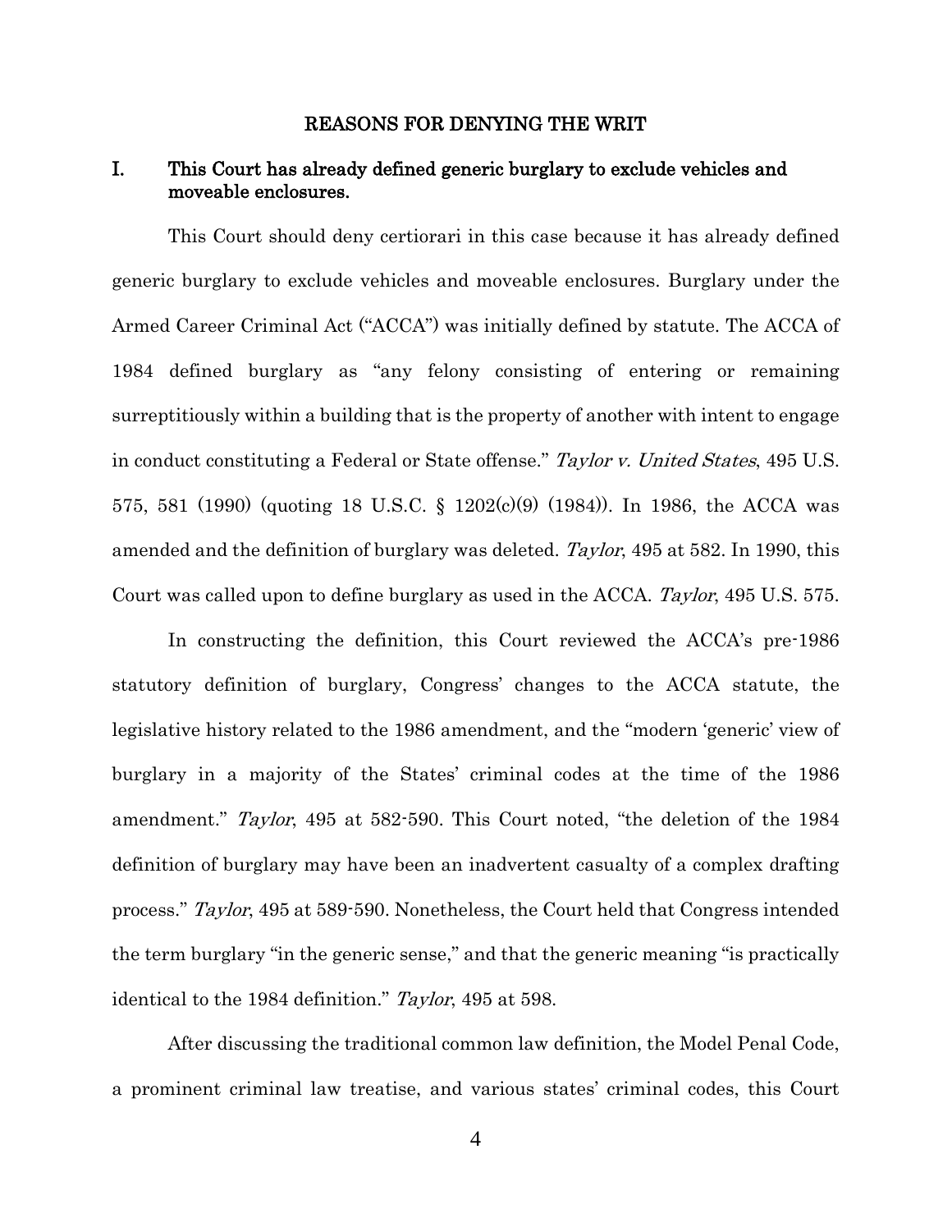## REASONS FOR DENYING THE WRIT

### I. This Court has already defined generic burglary to exclude vehicles and moveable enclosures.

This Court should deny certiorari in this case because it has already defined generic burglary to exclude vehicles and moveable enclosures. Burglary under the Armed Career Criminal Act ("ACCA") was initially defined by statute. The ACCA of 1984 defined burglary as "any felony consisting of entering or remaining surreptitiously within a building that is the property of another with intent to engage in conduct constituting a Federal or State offense." *Taylor v. United States*, 495 U.S. 575, 581 (1990) (quoting 18 U.S.C. § 1202(c)(9) (1984)). In 1986, the ACCA was amended and the definition of burglary was deleted. *Taylor*, 495 at 582. In 1990, this Court was called upon to define burglary as used in the ACCA. *Taylor*, 495 U.S. 575.

In constructing the definition, this Court reviewed the ACCA's pre-1986 statutory definition of burglary, Congress' changes to the ACCA statute, the legislative history related to the 1986 amendment, and the "modern 'generic' view of burglary in a majority of the States' criminal codes at the time of the 1986 amendment." *Taylor*, 495 at 582-590. This Court noted, "the deletion of the 1984 definition of burglary may have been an inadvertent casualty of a complex drafting process." *Taylor*, 495 at 589-590. Nonetheless, the Court held that Congress intended the term burglary "in the generic sense," and that the generic meaning "is practically identical to the 1984 definition." *Taylor*, 495 at 598.

After discussing the traditional common law definition, the Model Penal Code, a prominent criminal law treatise, and various states' criminal codes, this Court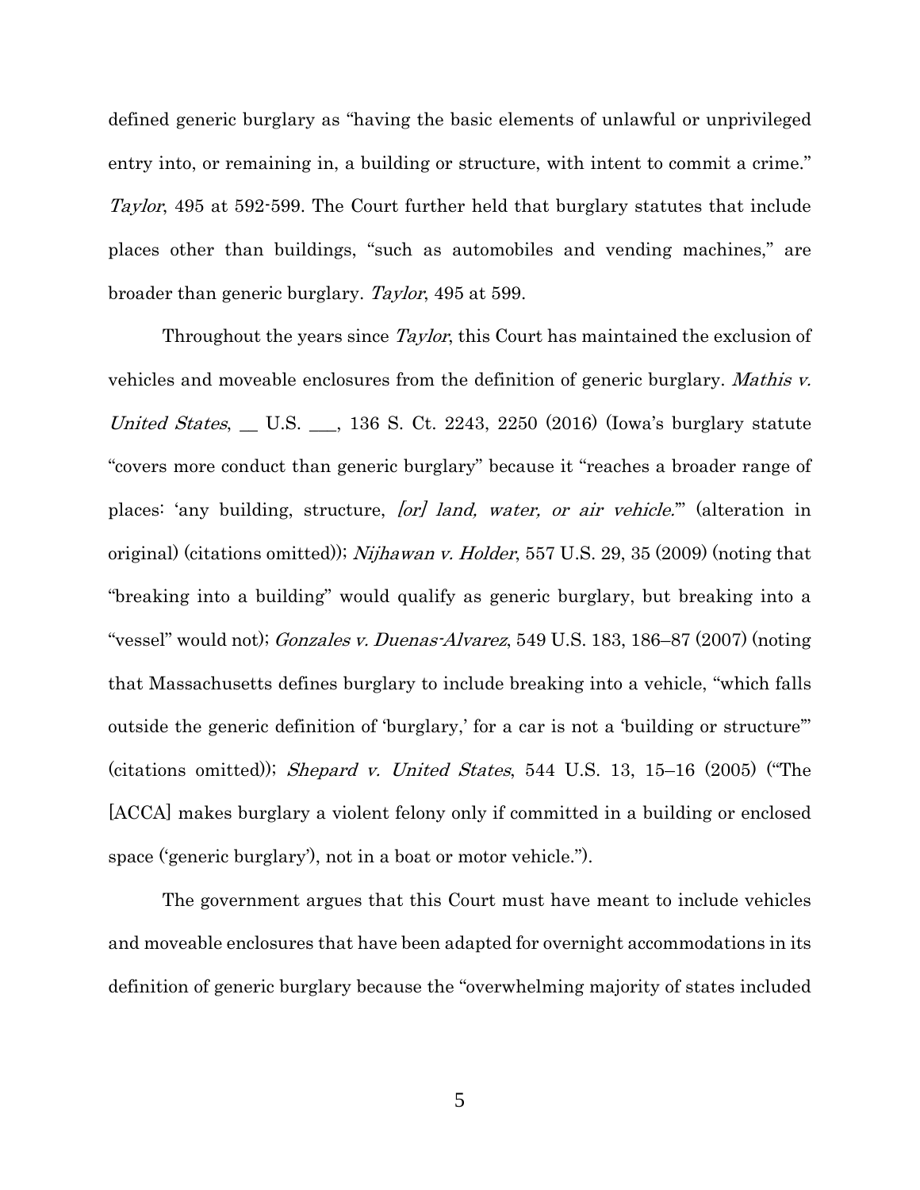defined generic burglary as "having the basic elements of unlawful or unprivileged entry into, or remaining in, a building or structure, with intent to commit a crime." *Taylor*, 495 at 592-599. The Court further held that burglary statutes that include places other than buildings, "such as automobiles and vending machines," are broader than generic burglary. *Taylor*, 495 at 599.

Throughout the years since *Taylor*, this Court has maintained the exclusion of vehicles and moveable enclosures from the definition of generic burglary. *Mathis v. United States*, __ U.S. ___, 136 S. Ct. 2243, 2250 (2016) (Iowa's burglary statute "covers more conduct than generic burglary" because it "reaches a broader range of places: 'any building, structure, *[or] land, water, or air vehicle*.'" (alteration in original) (citations omitted)); *Nijhawan v. Holder*, 557 U.S. 29, 35 (2009) (noting that "breaking into a building" would qualify as generic burglary, but breaking into a "vessel" would not); *Gonzales v. Duenas-Alvarez*, 549 U.S. 183, 186–87 (2007) (noting that Massachusetts defines burglary to include breaking into a vehicle, "which falls outside the generic definition of 'burglary,' for a car is not a 'building or structure'" (citations omitted)); *Shepard v. United States*, 544 U.S. 13, 15–16 (2005) ("The [ACCA] makes burglary a violent felony only if committed in a building or enclosed space ('generic burglary'), not in a boat or motor vehicle.").

The government argues that this Court must have meant to include vehicles and moveable enclosures that have been adapted for overnight accommodations in its definition of generic burglary because the "overwhelming majority of states included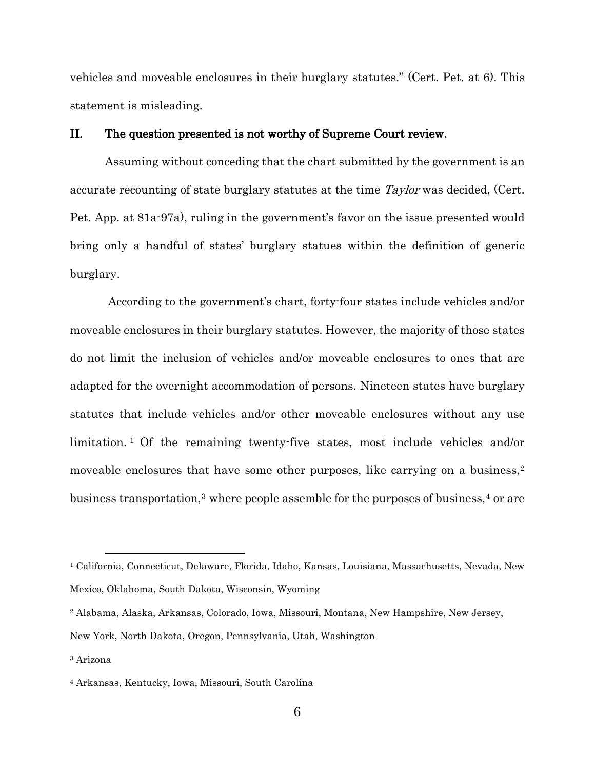vehicles and moveable enclosures in their burglary statutes." (Cert. Pet. at 6). This statement is misleading.

## II. The question presented is not worthy of Supreme Court review.

Assuming without conceding that the chart submitted by the government is an accurate recounting of state burglary statutes at the time *Taylor* was decided, (Cert. Pet. App. at 81a-97a), ruling in the government's favor on the issue presented would bring only a handful of states' burglary statues within the definition of generic burglary.

According to the government's chart, forty-four states include vehicles and/or moveable enclosures in their burglary statutes. However, the majority of those states do not limit the inclusion of vehicles and/or moveable enclosures to ones that are adapted for the overnight accommodation of persons. Nineteen states have burglary statutes that include vehicles and/or other moveable enclosures without any use limitation.[1] Of the remaining twenty-five states, most include vehicles and/or moveable enclosures that have some other purposes, like carrying on a business,[2] business transportation,[3] where people assemble for the purposes of business,[4] or are

---

[1] California, Connecticut, Delaware, Florida, Idaho, Kansas, Louisiana, Massachusetts, Nevada, New Mexico, Oklahoma, South Dakota, Wisconsin, Wyoming

[2] Alabama, Alaska, Arkansas, Colorado, Iowa, Missouri, Montana, New Hampshire, New Jersey, New York, North Dakota, Oregon, Pennsylvania, Utah, Washington

[3] Arizona

[4] Arkansas, Kentucky, Iowa, Missouri, South Carolina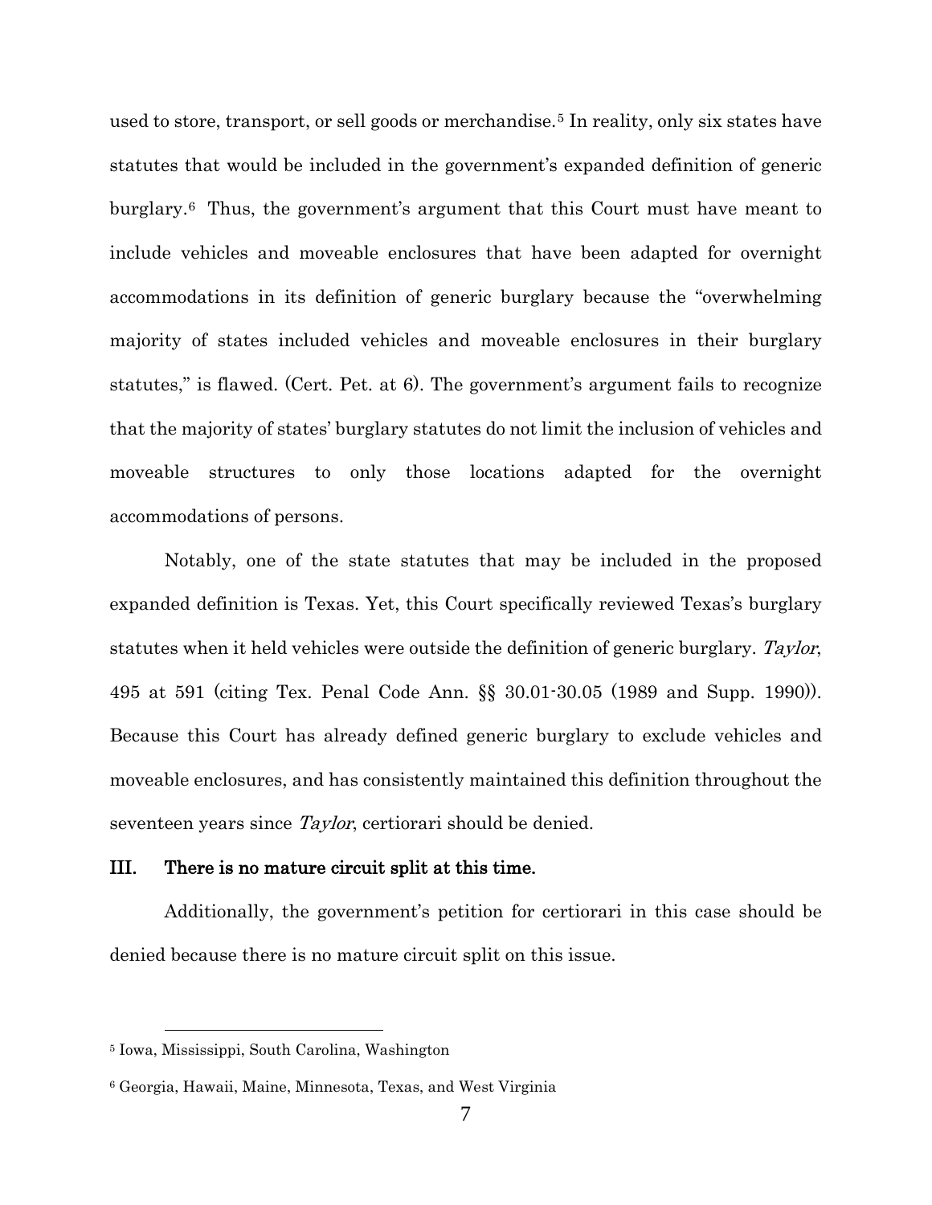used to store, transport, or sell goods or merchandise.[5] In reality, only six states have statutes that would be included in the government's expanded definition of generic burglary.[6] Thus, the government's argument that this Court must have meant to include vehicles and moveable enclosures that have been adapted for overnight accommodations in its definition of generic burglary because the "overwhelming majority of states included vehicles and moveable enclosures in their burglary statutes," is flawed. (Cert. Pet. at 6). The government's argument fails to recognize that the majority of states' burglary statutes do not limit the inclusion of vehicles and moveable structures to only those locations adapted for the overnight accommodations of persons.

Notably, one of the state statutes that may be included in the proposed expanded definition is Texas. Yet, this Court specifically reviewed Texas's burglary statutes when it held vehicles were outside the definition of generic burglary. *Taylor*, 495 at 591 (citing Tex. Penal Code Ann. §§ 30.01-30.05 (1989 and Supp. 1990)). Because this Court has already defined generic burglary to exclude vehicles and moveable enclosures, and has consistently maintained this definition throughout the seventeen years since *Taylor*, certiorari should be denied.

## III. There is no mature circuit split at this time.

Additionally, the government's petition for certiorari in this case should be denied because there is no mature circuit split on this issue.

---

[5] Iowa, Mississippi, South Carolina, Washington

[6] Georgia, Hawaii, Maine, Minnesota, Texas, and West Virginia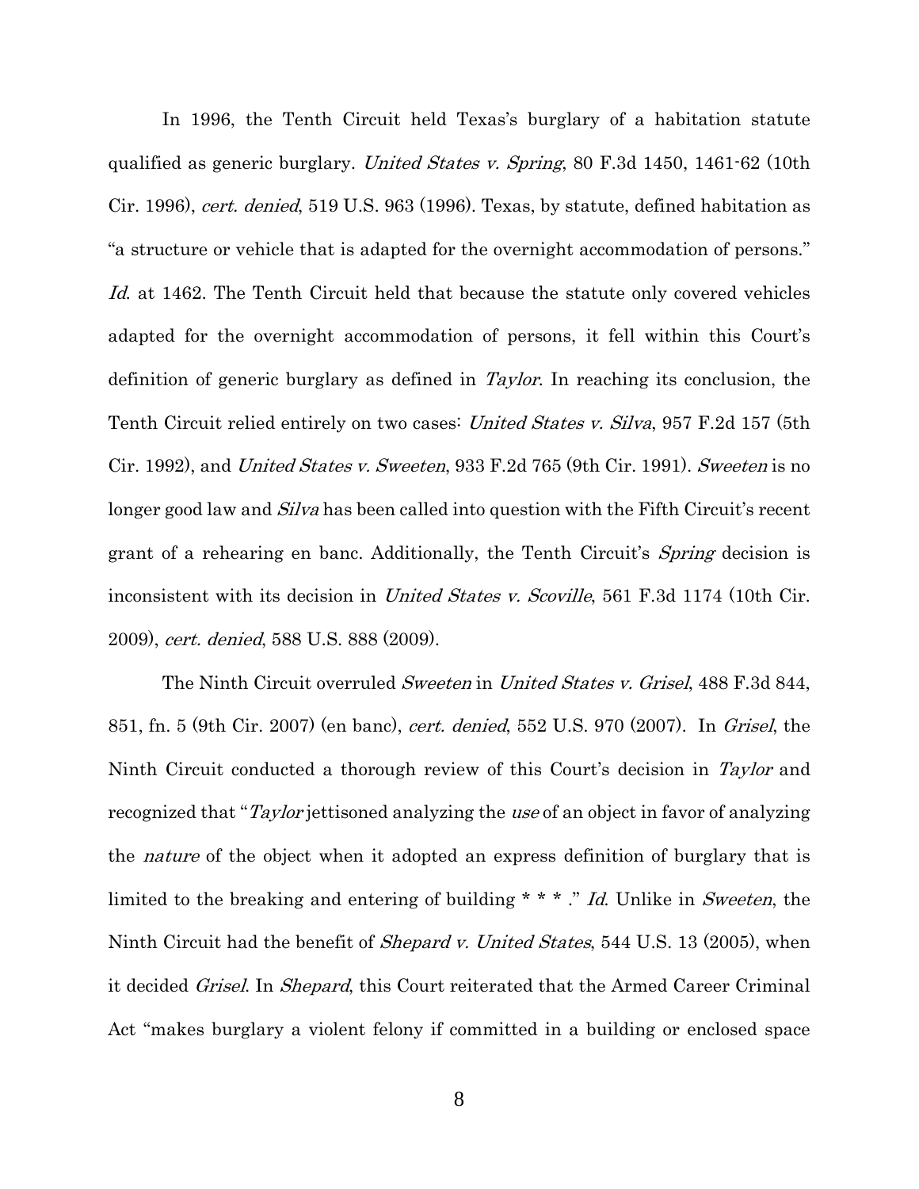In 1996, the Tenth Circuit held Texas's burglary of a habitation statute qualified as generic burglary. *United States v. Spring*, 80 F.3d 1450, 1461-62 (10th Cir. 1996), *cert. denied*, 519 U.S. 963 (1996). Texas, by statute, defined habitation as "a structure or vehicle that is adapted for the overnight accommodation of persons." *Id.* at 1462. The Tenth Circuit held that because the statute only covered vehicles adapted for the overnight accommodation of persons, it fell within this Court's definition of generic burglary as defined in *Taylor*. In reaching its conclusion, the Tenth Circuit relied entirely on two cases: *United States v. Silva*, 957 F.2d 157 (5th Cir. 1992), and *United States v. Sweeten*, 933 F.2d 765 (9th Cir. 1991). *Sweeten* is no longer good law and *Silva* has been called into question with the Fifth Circuit's recent grant of a rehearing en banc. Additionally, the Tenth Circuit's *Spring* decision is inconsistent with its decision in *United States v. Scoville*, 561 F.3d 1174 (10th Cir. 2009), *cert. denied*, 588 U.S. 888 (2009).

The Ninth Circuit overruled *Sweeten* in *United States v. Grisel*, 488 F.3d 844, 851, fn. 5 (9th Cir. 2007) (en banc), *cert. denied*, 552 U.S. 970 (2007). In *Grisel*, the Ninth Circuit conducted a thorough review of this Court's decision in *Taylor* and recognized that "*Taylor* jettisoned analyzing the *use* of an object in favor of analyzing the *nature* of the object when it adopted an express definition of burglary that is limited to the breaking and entering of building * * * ." *Id.* Unlike in *Sweeten*, the Ninth Circuit had the benefit of *Shepard v. United States*, 544 U.S. 13 (2005), when it decided *Grisel*. In *Shepard*, this Court reiterated that the Armed Career Criminal Act "makes burglary a violent felony if committed in a building or enclosed space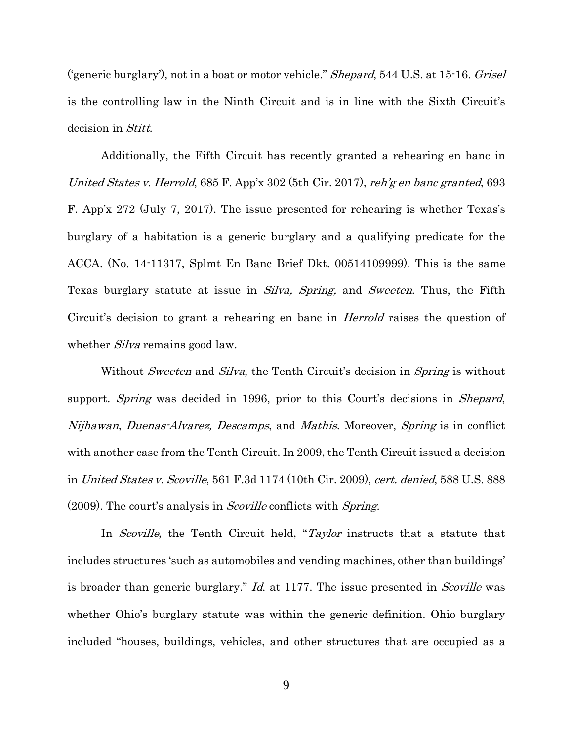('generic burglary'), not in a boat or motor vehicle." *Shepard*, 544 U.S. at 15-16. *Grisel* is the controlling law in the Ninth Circuit and is in line with the Sixth Circuit's decision in *Stitt*.

Additionally, the Fifth Circuit has recently granted a rehearing en banc in *United States v. Herrold*, 685 F. App'x 302 (5th Cir. 2017), *reh'g en banc granted*, 693 F. App'x 272 (July 7, 2017). The issue presented for rehearing is whether Texas's burglary of a habitation is a generic burglary and a qualifying predicate for the ACCA. (No. 14-11317, Splmt En Banc Brief Dkt. 00514109999). This is the same Texas burglary statute at issue in *Silva, Spring,* and *Sweeten*. Thus, the Fifth Circuit's decision to grant a rehearing en banc in *Herrold* raises the question of whether *Silva* remains good law.

Without *Sweeten* and *Silva*, the Tenth Circuit's decision in *Spring* is without support. *Spring* was decided in 1996, prior to this Court's decisions in *Shepard*, *Nijhawan*, *Duenas-Alvarez, Descamps*, and *Mathis*. Moreover, *Spring* is in conflict with another case from the Tenth Circuit. In 2009, the Tenth Circuit issued a decision in *United States v. Scoville*, 561 F.3d 1174 (10th Cir. 2009), *cert. denied*, 588 U.S. 888 (2009). The court's analysis in *Scoville* conflicts with *Spring*.

In *Scoville*, the Tenth Circuit held, "*Taylor* instructs that a statute that includes structures 'such as automobiles and vending machines, other than buildings' is broader than generic burglary." *Id.* at 1177. The issue presented in *Scoville* was whether Ohio's burglary statute was within the generic definition. Ohio burglary included "houses, buildings, vehicles, and other structures that are occupied as a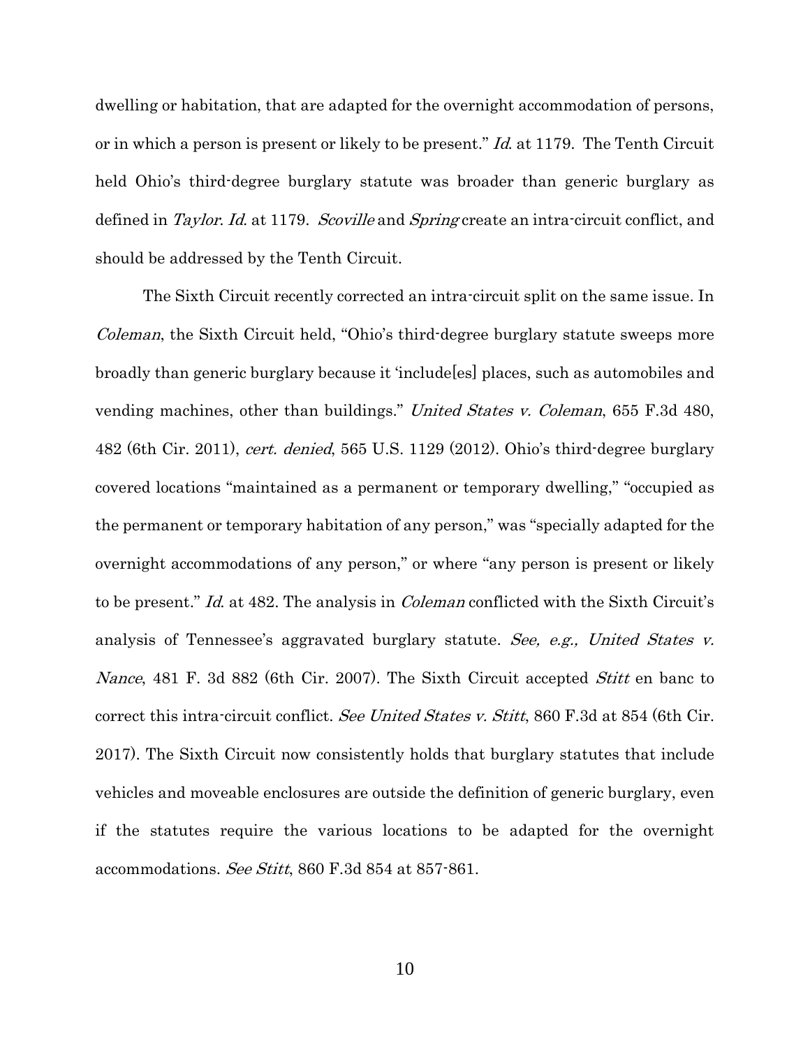dwelling or habitation, that are adapted for the overnight accommodation of persons, or in which a person is present or likely to be present." *Id.* at 1179. The Tenth Circuit held Ohio's third-degree burglary statute was broader than generic burglary as defined in *Taylor*. *Id.* at 1179. *Scoville* and *Spring* create an intra-circuit conflict, and should be addressed by the Tenth Circuit.

The Sixth Circuit recently corrected an intra-circuit split on the same issue. In *Coleman*, the Sixth Circuit held, "Ohio's third-degree burglary statute sweeps more broadly than generic burglary because it 'include[es] places, such as automobiles and vending machines, other than buildings." *United States v. Coleman*, 655 F.3d 480, 482 (6th Cir. 2011), *cert. denied*, 565 U.S. 1129 (2012). Ohio's third-degree burglary covered locations "maintained as a permanent or temporary dwelling," "occupied as the permanent or temporary habitation of any person," was "specially adapted for the overnight accommodations of any person," or where "any person is present or likely to be present." *Id.* at 482. The analysis in *Coleman* conflicted with the Sixth Circuit's analysis of Tennessee's aggravated burglary statute. *See, e.g., United States v. Nance*, 481 F. 3d 882 (6th Cir. 2007). The Sixth Circuit accepted *Stitt* en banc to correct this intra-circuit conflict. *See United States v. Stitt*, 860 F.3d at 854 (6th Cir. 2017). The Sixth Circuit now consistently holds that burglary statutes that include vehicles and moveable enclosures are outside the definition of generic burglary, even if the statutes require the various locations to be adapted for the overnight accommodations. *See Stitt*, 860 F.3d 854 at 857-861.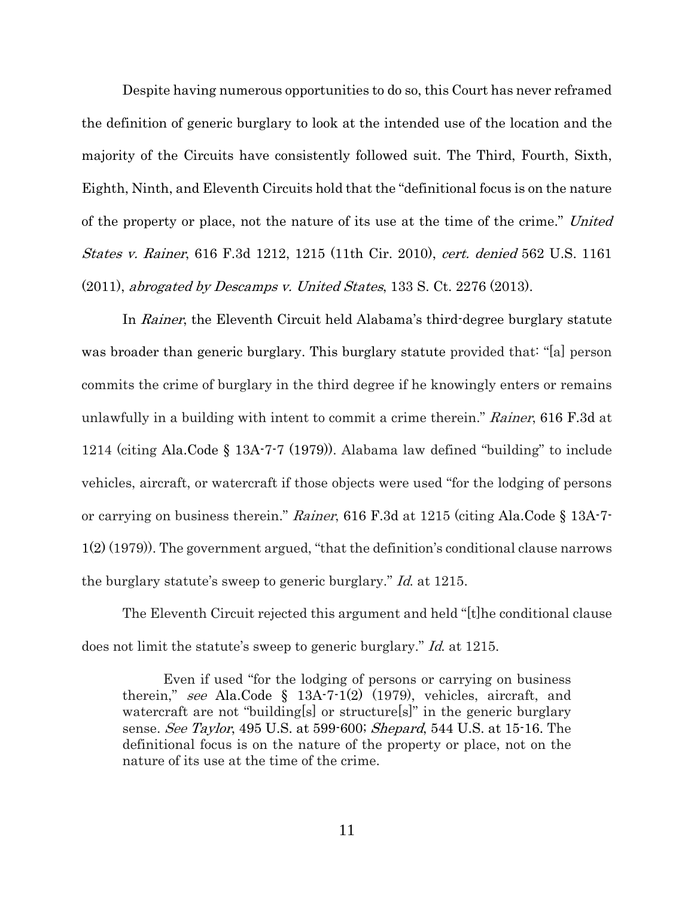Despite having numerous opportunities to do so, this Court has never reframed the definition of generic burglary to look at the intended use of the location and the majority of the Circuits have consistently followed suit. The Third, Fourth, Sixth, Eighth, Ninth, and Eleventh Circuits hold that the "definitional focus is on the nature of the property or place, not the nature of its use at the time of the crime." *United States v. Rainer*, 616 F.3d 1212, 1215 (11th Cir. 2010), *cert. denied* 562 U.S. 1161 (2011), *abrogated by Descamps v. United States*, 133 S. Ct. 2276 (2013).

In *Rainer*, the Eleventh Circuit held Alabama's third-degree burglary statute was broader than generic burglary. This burglary statute provided that: "[a] person commits the crime of burglary in the third degree if he knowingly enters or remains unlawfully in a building with intent to commit a crime therein." *Rainer*, 616 F.3d at 1214 (citing Ala.Code § 13A-7-7 (1979)). Alabama law defined "building" to include vehicles, aircraft, or watercraft if those objects were used "for the lodging of persons or carrying on business therein." *Rainer*, 616 F.3d at 1215 (citing Ala.Code § 13A-7-1(2) (1979)). The government argued, "that the definition's conditional clause narrows the burglary statute's sweep to generic burglary." *Id.* at 1215.

The Eleventh Circuit rejected this argument and held "[t]he conditional clause does not limit the statute's sweep to generic burglary." *Id.* at 1215.

> Even if used "for the lodging of persons or carrying on business therein," *see* Ala.Code § 13A-7-1(2) (1979), vehicles, aircraft, and watercraft are not "building[s] or structure[s]" in the generic burglary sense. *See Taylor*, 495 U.S. at 599-600; *Shepard*, 544 U.S. at 15-16. The definitional focus is on the nature of the property or place, not on the nature of its use at the time of the crime.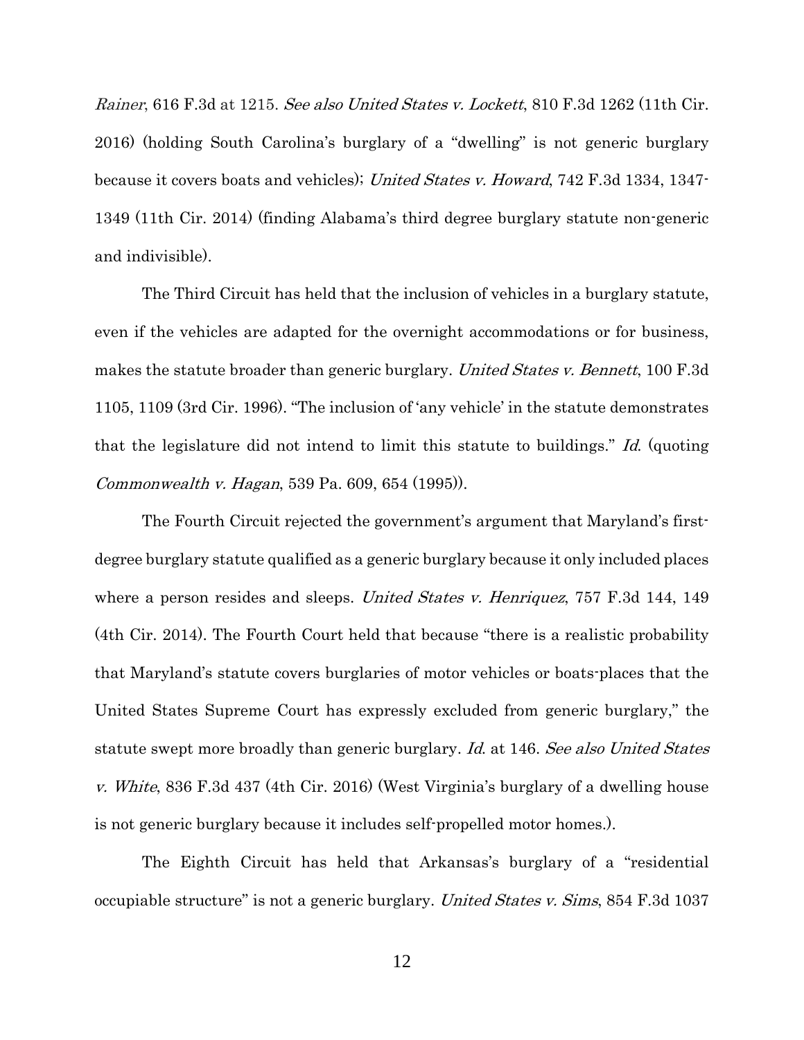*Rainer*, 616 F.3d at 1215. *See also United States v. Lockett*, 810 F.3d 1262 (11th Cir. 2016) (holding South Carolina's burglary of a "dwelling" is not generic burglary because it covers boats and vehicles); *United States v. Howard*, 742 F.3d 1334, 1347-1349 (11th Cir. 2014) (finding Alabama's third degree burglary statute non-generic and indivisible).

The Third Circuit has held that the inclusion of vehicles in a burglary statute, even if the vehicles are adapted for the overnight accommodations or for business, makes the statute broader than generic burglary. *United States v. Bennett*, 100 F.3d 1105, 1109 (3rd Cir. 1996). "The inclusion of 'any vehicle' in the statute demonstrates that the legislature did not intend to limit this statute to buildings." *Id.* (quoting *Commonwealth v. Hagan*, 539 Pa. 609, 654 (1995)).

The Fourth Circuit rejected the government's argument that Maryland's first-degree burglary statute qualified as a generic burglary because it only included places where a person resides and sleeps. *United States v. Henriquez*, 757 F.3d 144, 149 (4th Cir. 2014). The Fourth Court held that because "there is a realistic probability that Maryland's statute covers burglaries of motor vehicles or boats-places that the United States Supreme Court has expressly excluded from generic burglary," the statute swept more broadly than generic burglary. *Id.* at 146. *See also United States v. White*, 836 F.3d 437 (4th Cir. 2016) (West Virginia's burglary of a dwelling house is not generic burglary because it includes self-propelled motor homes.).

The Eighth Circuit has held that Arkansas's burglary of a "residential occupiable structure" is not a generic burglary. *United States v. Sims*, 854 F.3d 1037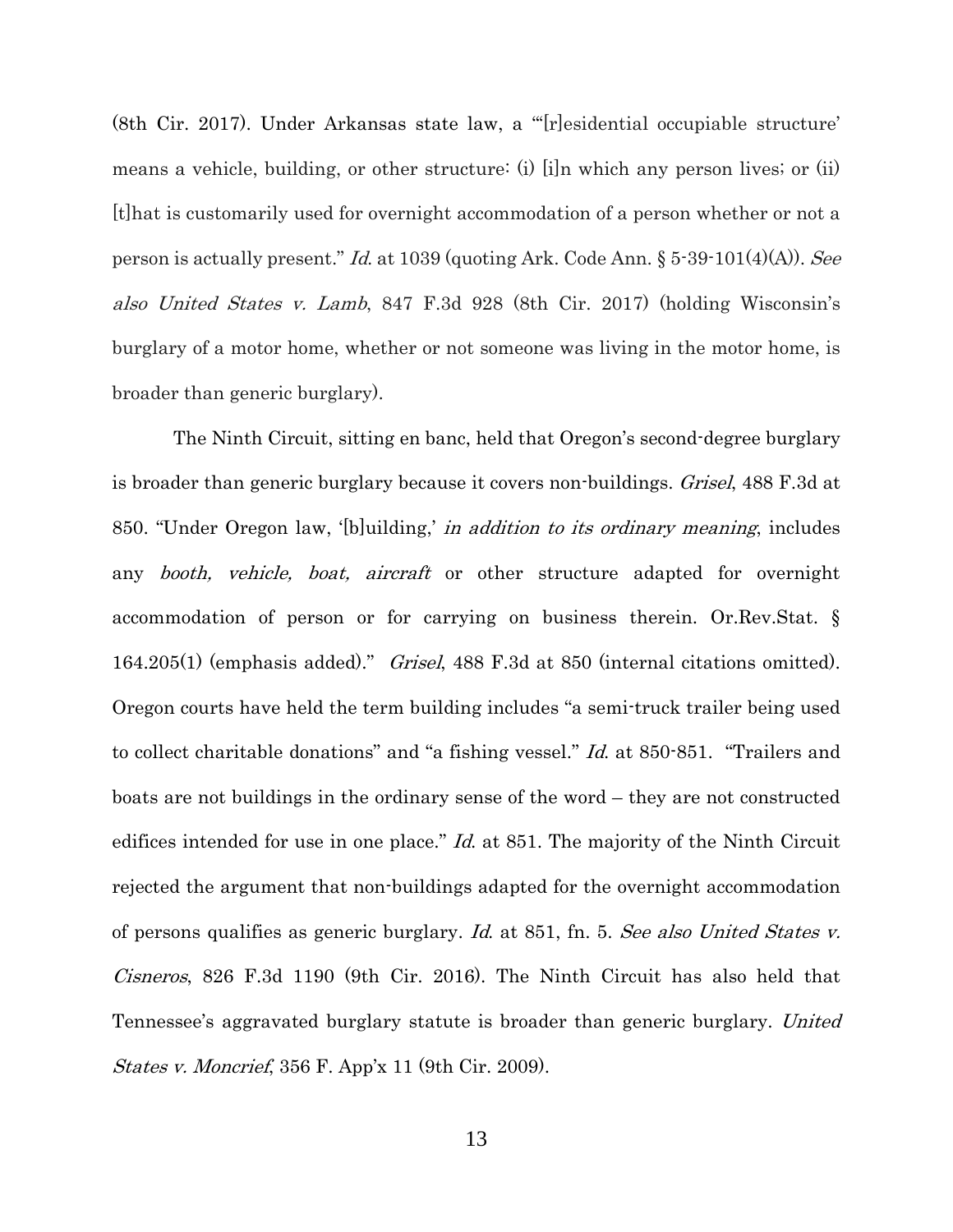(8th Cir. 2017). Under Arkansas state law, a "'[r]esidential occupiable structure' means a vehicle, building, or other structure: (i) [i]n which any person lives; or (ii) [t]hat is customarily used for overnight accommodation of a person whether or not a person is actually present." *Id.* at 1039 (quoting Ark. Code Ann. § 5-39-101(4)(A)). *See also United States v. Lamb*, 847 F.3d 928 (8th Cir. 2017) (holding Wisconsin's burglary of a motor home, whether or not someone was living in the motor home, is broader than generic burglary).

The Ninth Circuit, sitting en banc, held that Oregon's second-degree burglary is broader than generic burglary because it covers non-buildings. *Grisel*, 488 F.3d at 850. "Under Oregon law, '[b]uilding,' *in addition to its ordinary meaning*, includes any *booth, vehicle, boat, aircraft* or other structure adapted for overnight accommodation of person or for carrying on business therein. Or.Rev.Stat. § 164.205(1) (emphasis added)." *Grisel*, 488 F.3d at 850 (internal citations omitted). Oregon courts have held the term building includes "a semi-truck trailer being used to collect charitable donations" and "a fishing vessel." *Id.* at 850-851. "Trailers and boats are not buildings in the ordinary sense of the word – they are not constructed edifices intended for use in one place." *Id.* at 851. The majority of the Ninth Circuit rejected the argument that non-buildings adapted for the overnight accommodation of persons qualifies as generic burglary. *Id.* at 851, fn. 5. *See also United States v. Cisneros*, 826 F.3d 1190 (9th Cir. 2016). The Ninth Circuit has also held that Tennessee's aggravated burglary statute is broader than generic burglary. *United States v. Moncrief*, 356 F. App'x 11 (9th Cir. 2009).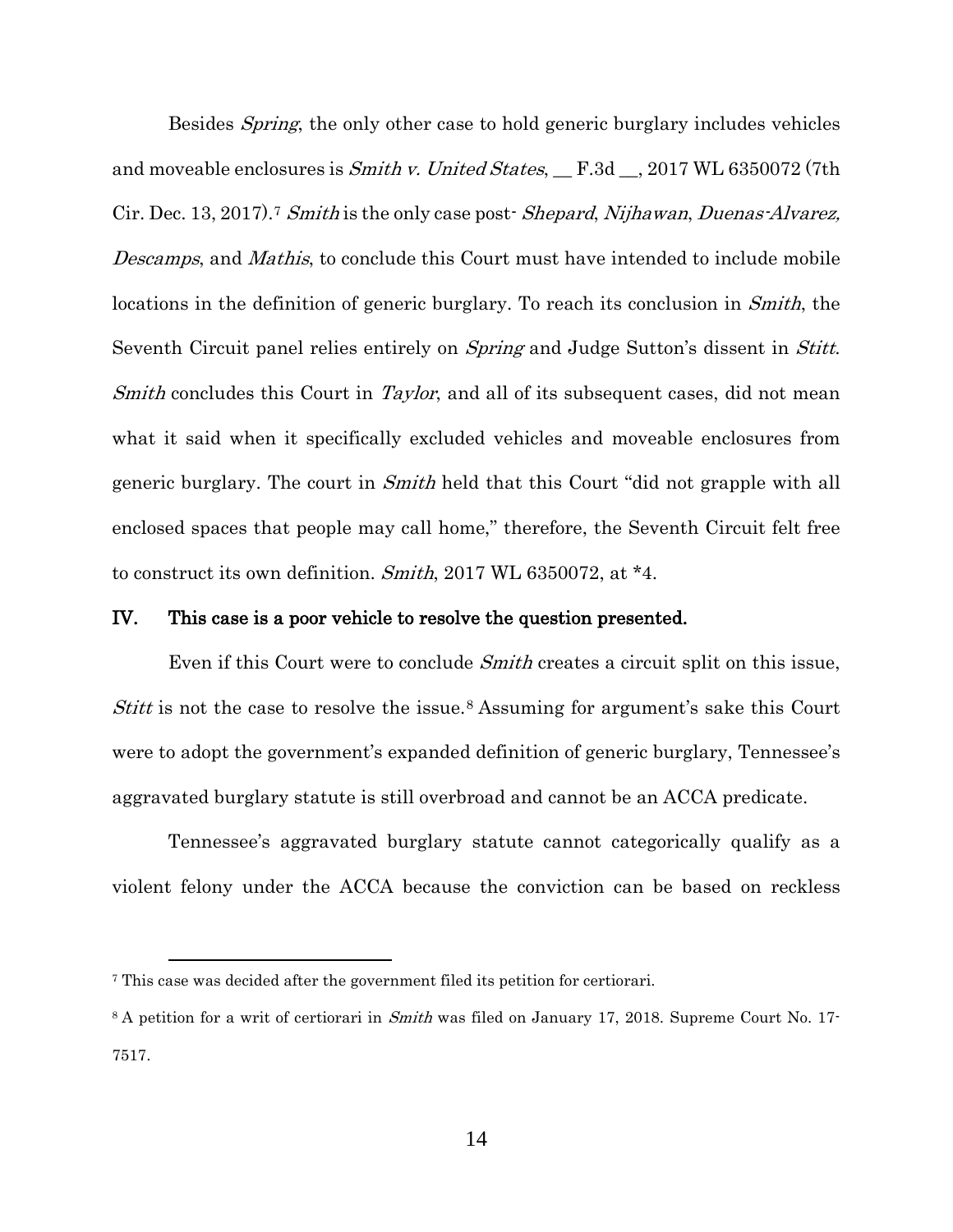Besides *Spring*, the only other case to hold generic burglary includes vehicles and moveable enclosures is *Smith v. United States*, __ F.3d __, 2017 WL 6350072 (7th Cir. Dec. 13, 2017).[7] *Smith* is the only case post- *Shepard*, *Nijhawan*, *Duenas-Alvarez, Descamps*, and *Mathis*, to conclude this Court must have intended to include mobile locations in the definition of generic burglary. To reach its conclusion in *Smith*, the Seventh Circuit panel relies entirely on *Spring* and Judge Sutton's dissent in *Stitt*. *Smith* concludes this Court in *Taylor*, and all of its subsequent cases, did not mean what it said when it specifically excluded vehicles and moveable enclosures from generic burglary. The court in *Smith* held that this Court "did not grapple with all enclosed spaces that people may call home," therefore, the Seventh Circuit felt free to construct its own definition. *Smith*, 2017 WL 6350072, at *4.

## IV. This case is a poor vehicle to resolve the question presented.

Even if this Court were to conclude *Smith* creates a circuit split on this issue, *Stitt* is not the case to resolve the issue.[8] Assuming for argument's sake this Court were to adopt the government's expanded definition of generic burglary, Tennessee's aggravated burglary statute is still overbroad and cannot be an ACCA predicate.

Tennessee's aggravated burglary statute cannot categorically qualify as a violent felony under the ACCA because the conviction can be based on reckless

---

[7] This case was decided after the government filed its petition for certiorari.

[8] A petition for a writ of certiorari in *Smith* was filed on January 17, 2018. Supreme Court No. 17-7517.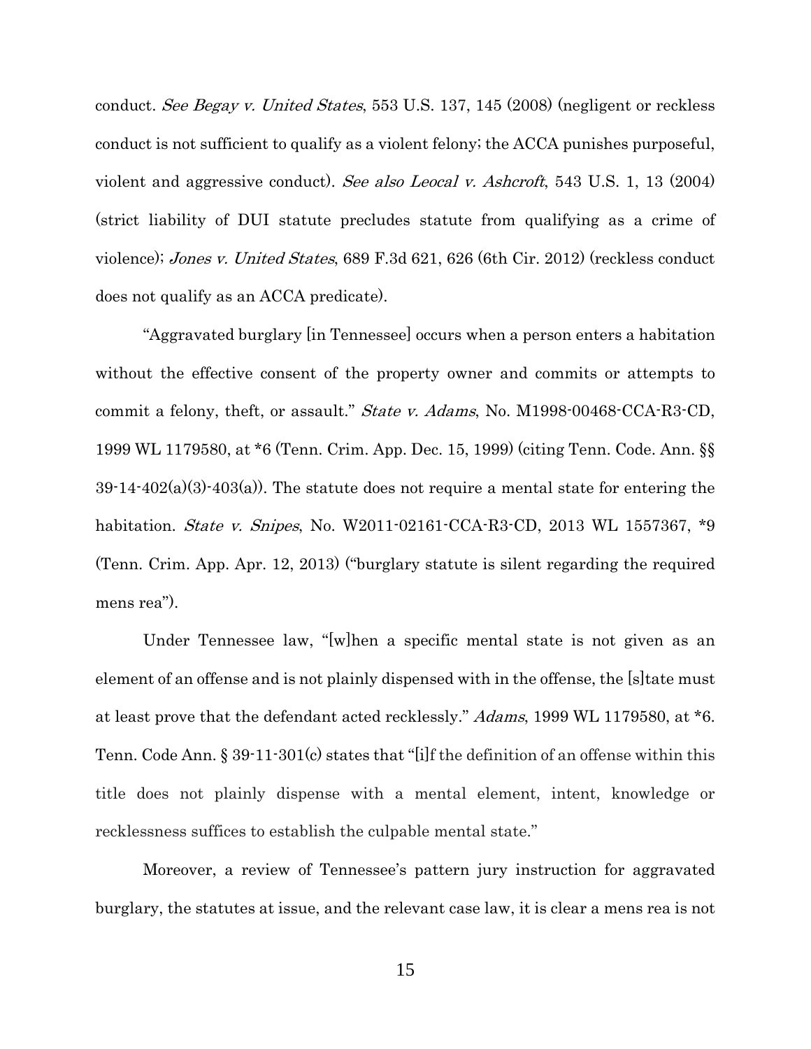conduct. *See Begay v. United States*, 553 U.S. 137, 145 (2008) (negligent or reckless conduct is not sufficient to qualify as a violent felony; the ACCA punishes purposeful, violent and aggressive conduct). *See also Leocal v. Ashcroft*, 543 U.S. 1, 13 (2004) (strict liability of DUI statute precludes statute from qualifying as a crime of violence); *Jones v. United States*, 689 F.3d 621, 626 (6th Cir. 2012) (reckless conduct does not qualify as an ACCA predicate).

"Aggravated burglary [in Tennessee] occurs when a person enters a habitation without the effective consent of the property owner and commits or attempts to commit a felony, theft, or assault." *State v. Adams*, No. M1998-00468-CCA-R3-CD, 1999 WL 1179580, at *6 (Tenn. Crim. App. Dec. 15, 1999) (citing Tenn. Code Ann. §§ 39-14-402(a)(3)-403(a)). The statute does not require a mental state for entering the habitation. *State v. Snipes*, No. W2011-02161-CCA-R3-CD, 2013 WL 1557367, *9 (Tenn. Crim. App. Apr. 12, 2013) ("burglary statute is silent regarding the required mens rea").

Under Tennessee law, "[w]hen a specific mental state is not given as an element of an offense and is not plainly dispensed with in the offense, the [s]tate must at least prove that the defendant acted recklessly." *Adams*, 1999 WL 1179580, at *6. Tenn. Code Ann. § 39-11-301(c) states that "[i]f the definition of an offense within this title does not plainly dispense with a mental element, intent, knowledge or recklessness suffices to establish the culpable mental state."

Moreover, a review of Tennessee's pattern jury instruction for aggravated burglary, the statutes at issue, and the relevant case law, it is clear a mens rea is not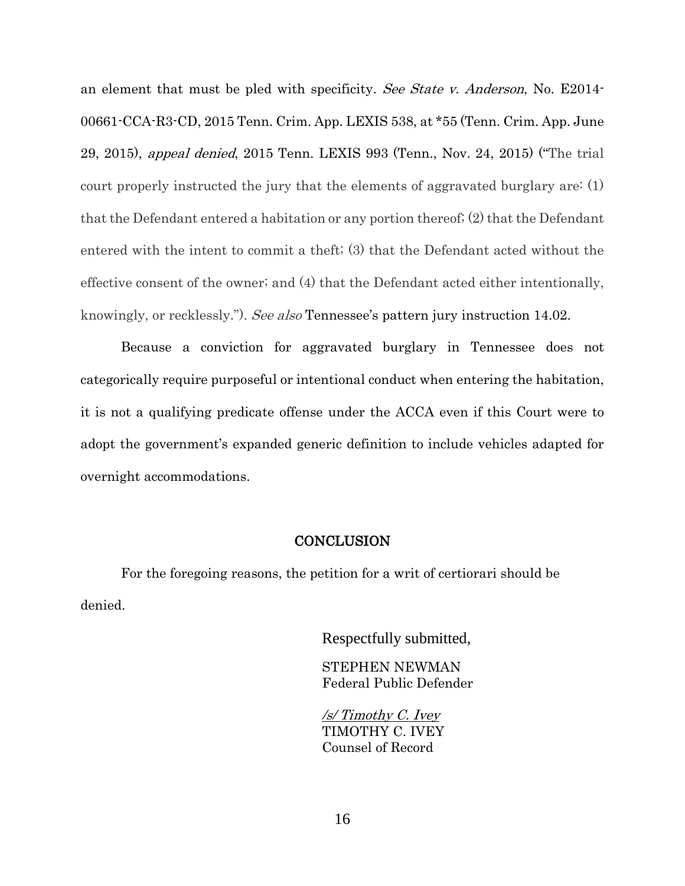an element that must be pled with specificity. *See State v. Anderson*, No. E2014-00661-CCA-R3-CD, 2015 Tenn. Crim. App. LEXIS 538, at *55 (Tenn. Crim. App. June 29, 2015), *appeal denied*, 2015 Tenn. LEXIS 993 (Tenn., Nov. 24, 2015) ("The trial court properly instructed the jury that the elements of aggravated burglary are: (1) that the Defendant entered a habitation or any portion thereof; (2) that the Defendant entered with the intent to commit a theft; (3) that the Defendant acted without the effective consent of the owner; and (4) that the Defendant acted either intentionally, knowingly, or recklessly."). *See also* Tennessee's pattern jury instruction 14.02.

Because a conviction for aggravated burglary in Tennessee does not categorically require purposeful or intentional conduct when entering the habitation, it is not a qualifying predicate offense under the ACCA even if this Court were to adopt the government's expanded generic definition to include vehicles adapted for overnight accommodations.

## CONCLUSION

For the foregoing reasons, the petition for a writ of certiorari should be denied.

Respectfully submitted,

STEPHEN NEWMAN
Federal Public Defender

*/s/ Timothy C. Ivey*
TIMOTHY C. IVEY
Counsel of Record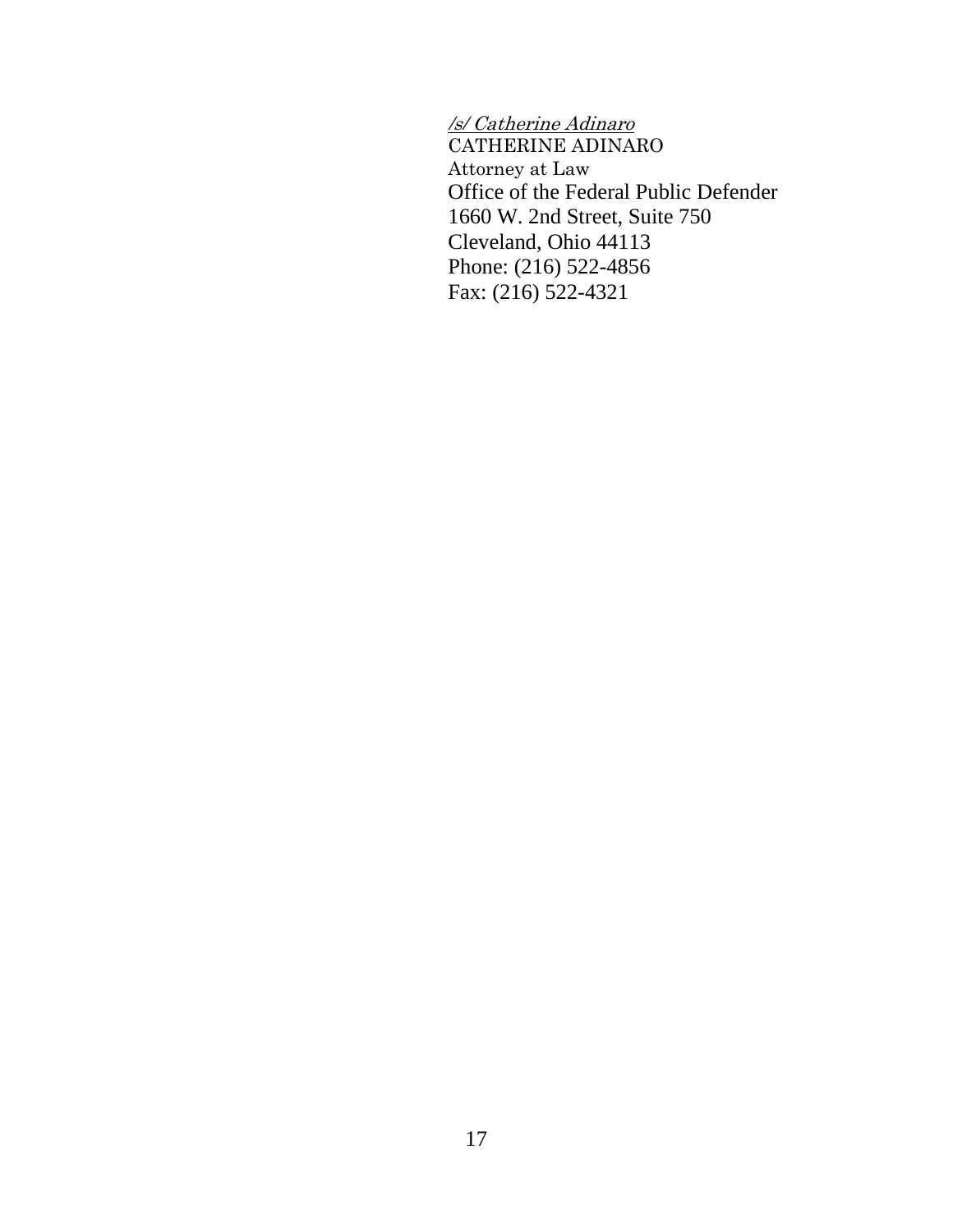*/s/ Catherine Adinaro*
CATHERINE ADINARO
Attorney at Law
Office of the Federal Public Defender
1660 W. 2nd Street, Suite 750
Cleveland, Ohio 44113
Phone: (216) 522-4856
Fax: (216) 522-4321